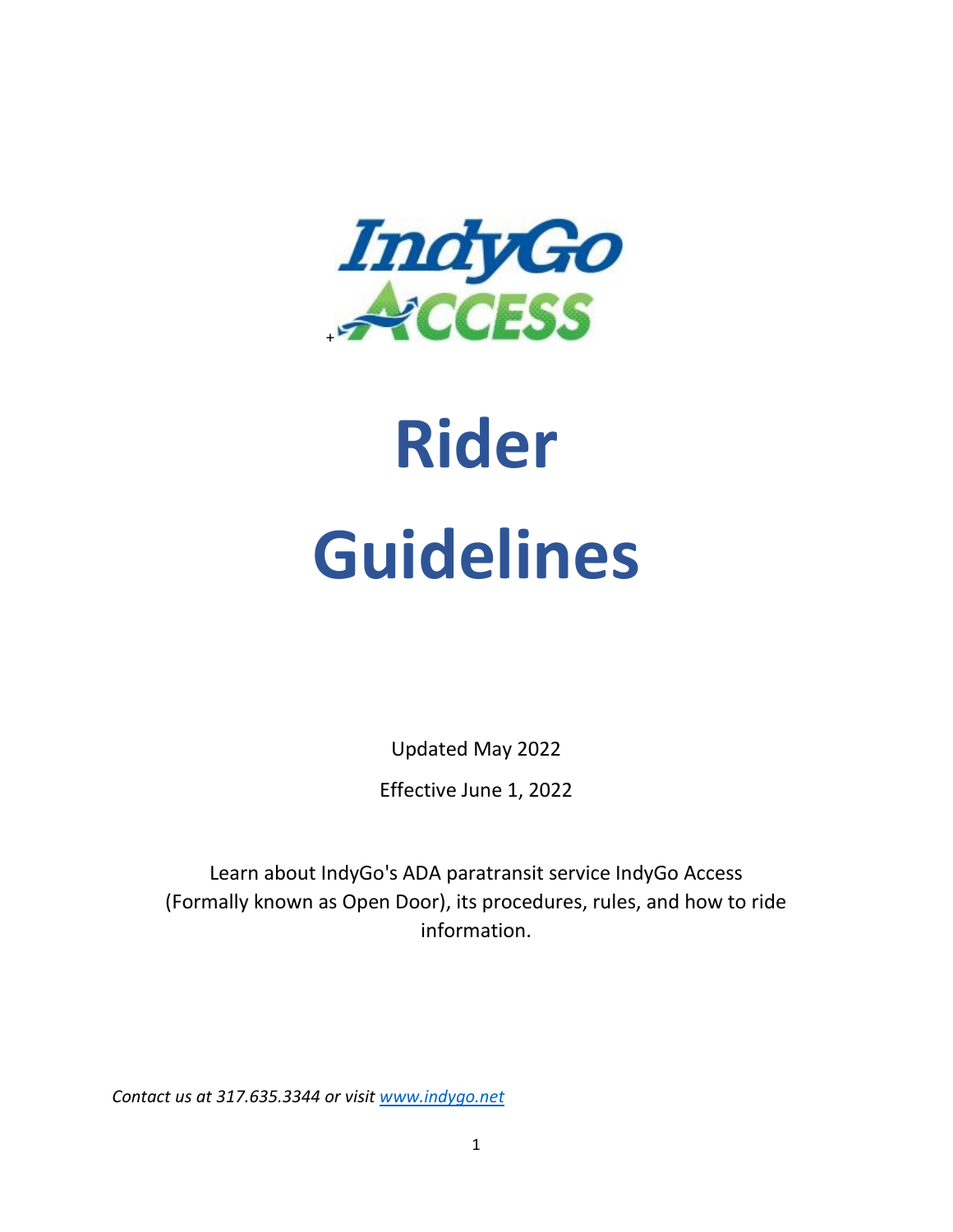# Rider Guidelines

Updated May 2022

Effective June 1, 2022

Learn about IndyGo's ADA paratransit service IndyGo Access (Formally known as Open Door), its procedures, rules, and how to ride information.

*Contact us at 317.635.3344 or visit [www.indygo.net](www.indygo.net)*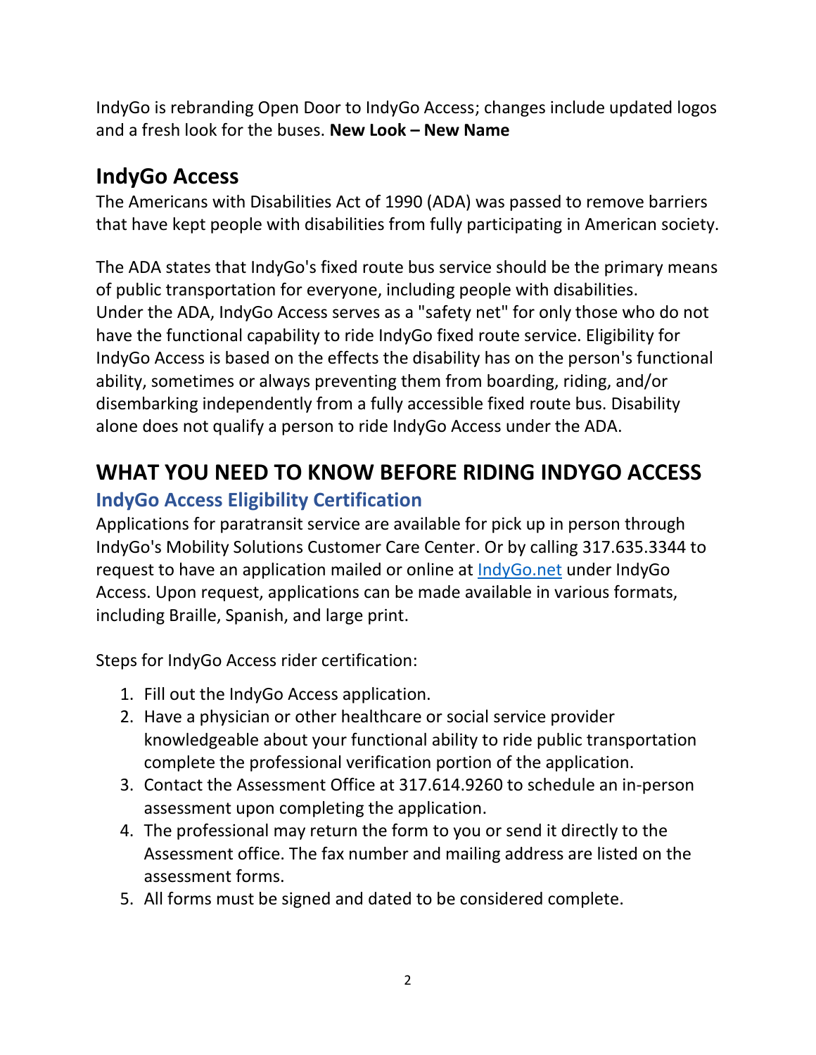IndyGo is rebranding Open Door to IndyGo Access; changes include updated logos and a fresh look for the buses. **New Look – New Name**

## IndyGo Access

The Americans with Disabilities Act of 1990 (ADA) was passed to remove barriers that have kept people with disabilities from fully participating in American society.

The ADA states that IndyGo's fixed route bus service should be the primary means of public transportation for everyone, including people with disabilities. Under the ADA, IndyGo Access serves as a "safety net" for only those who do not have the functional capability to ride IndyGo fixed route service. Eligibility for IndyGo Access is based on the effects the disability has on the person's functional ability, sometimes or always preventing them from boarding, riding, and/or disembarking independently from a fully accessible fixed route bus. Disability alone does not qualify a person to ride IndyGo Access under the ADA.

# WHAT YOU NEED TO KNOW BEFORE RIDING INDYGO ACCESS

### IndyGo Access Eligibility Certification

Applications for paratransit service are available for pick up in person through IndyGo's Mobility Solutions Customer Care Center. Or by calling 317.635.3344 to request to have an application mailed or online at [IndyGo.net](IndyGo.net) under IndyGo Access. Upon request, applications can be made available in various formats, including Braille, Spanish, and large print.

Steps for IndyGo Access rider certification:

1. Fill out the IndyGo Access application.
2. Have a physician or other healthcare or social service provider knowledgeable about your functional ability to ride public transportation complete the professional verification portion of the application.
3. Contact the Assessment Office at 317.614.9260 to schedule an in-person assessment upon completing the application.
4. The professional may return the form to you or send it directly to the Assessment office. The fax number and mailing address are listed on the assessment forms.
5. All forms must be signed and dated to be considered complete.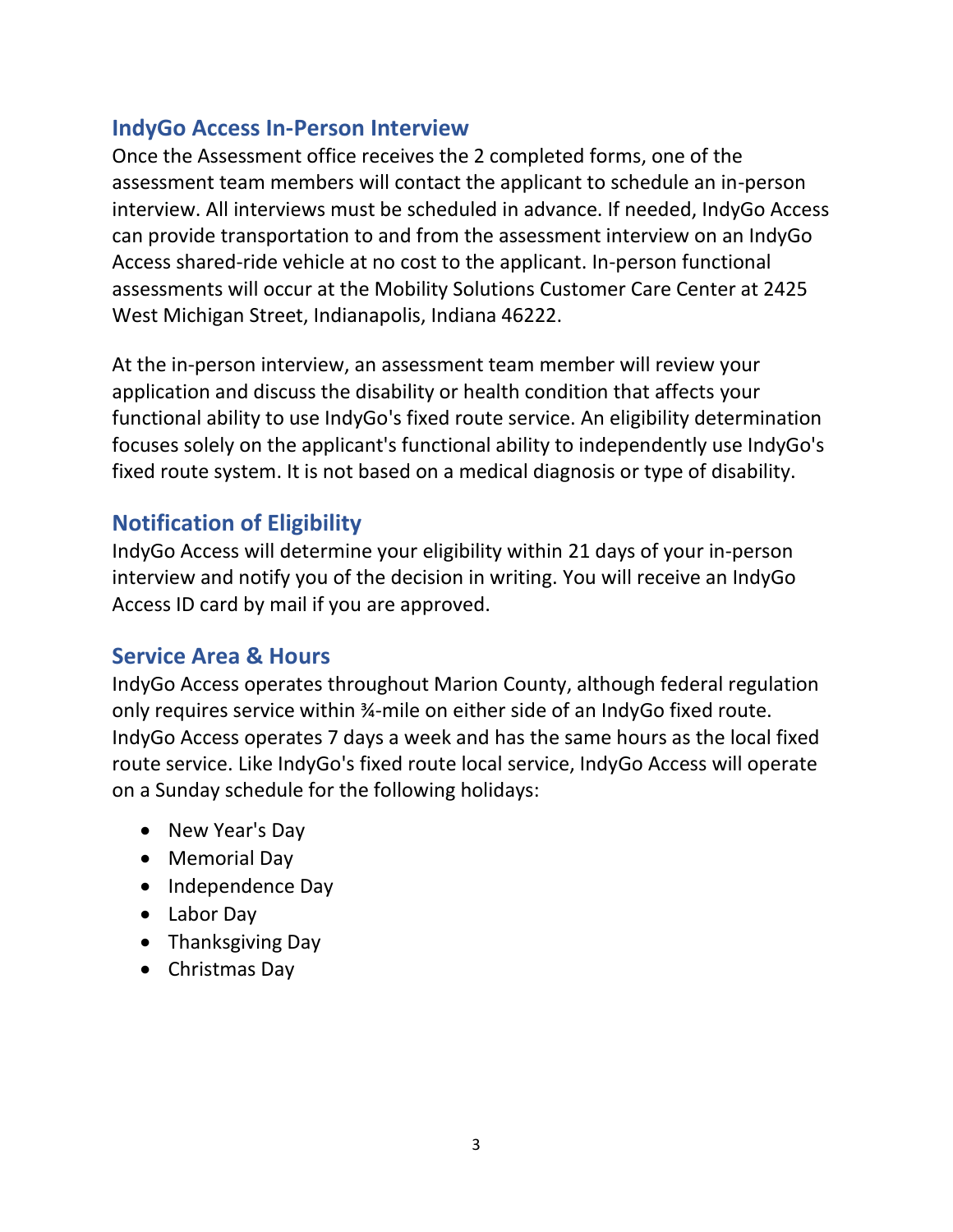## IndyGo Access In-Person Interview

Once the Assessment office receives the 2 completed forms, one of the assessment team members will contact the applicant to schedule an in-person interview. All interviews must be scheduled in advance. If needed, IndyGo Access can provide transportation to and from the assessment interview on an IndyGo Access shared-ride vehicle at no cost to the applicant. In-person functional assessments will occur at the Mobility Solutions Customer Care Center at 2425 West Michigan Street, Indianapolis, Indiana 46222.

At the in-person interview, an assessment team member will review your application and discuss the disability or health condition that affects your functional ability to use IndyGo's fixed route service. An eligibility determination focuses solely on the applicant's functional ability to independently use IndyGo's fixed route system. It is not based on a medical diagnosis or type of disability.

## Notification of Eligibility

IndyGo Access will determine your eligibility within 21 days of your in-person interview and notify you of the decision in writing. You will receive an IndyGo Access ID card by mail if you are approved.

## Service Area & Hours

IndyGo Access operates throughout Marion County, although federal regulation only requires service within ¾-mile on either side of an IndyGo fixed route. IndyGo Access operates 7 days a week and has the same hours as the local fixed route service. Like IndyGo's fixed route local service, IndyGo Access will operate on a Sunday schedule for the following holidays:

- New Year's Day
- Memorial Day
- Independence Day
- Labor Day
- Thanksgiving Day
- Christmas Day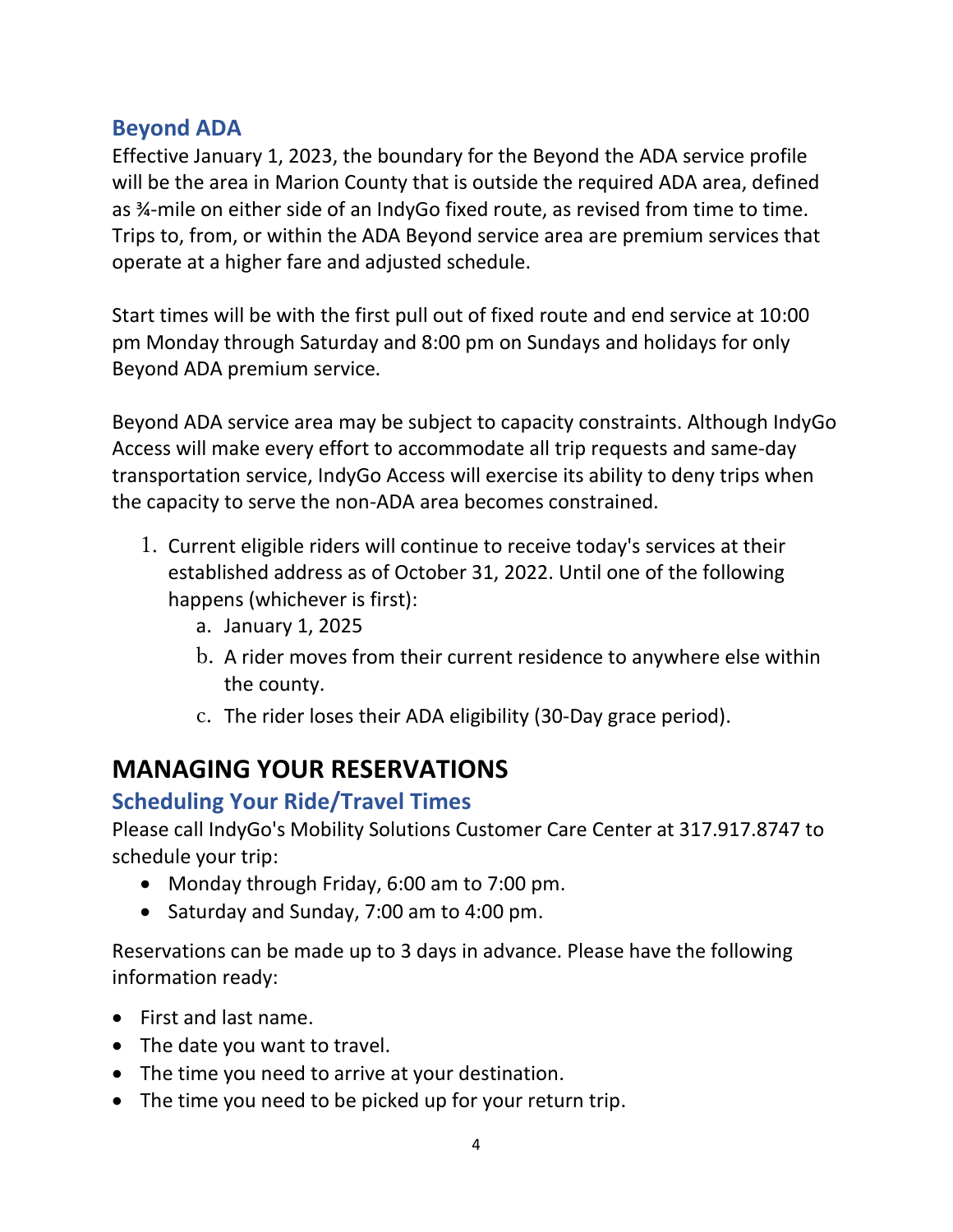### Beyond ADA

Effective January 1, 2023, the boundary for the Beyond the ADA service profile will be the area in Marion County that is outside the required ADA area, defined as ¾-mile on either side of an IndyGo fixed route, as revised from time to time. Trips to, from, or within the ADA Beyond service area are premium services that operate at a higher fare and adjusted schedule.

Start times will be with the first pull out of fixed route and end service at 10:00 pm Monday through Saturday and 8:00 pm on Sundays and holidays for only Beyond ADA premium service.

Beyond ADA service area may be subject to capacity constraints. Although IndyGo Access will make every effort to accommodate all trip requests and same-day transportation service, IndyGo Access will exercise its ability to deny trips when the capacity to serve the non-ADA area becomes constrained.

1. Current eligible riders will continue to receive today's services at their established address as of October 31, 2022. Until one of the following happens (whichever is first):
   a. January 1, 2025
   b. A rider moves from their current residence to anywhere else within the county.
   c. The rider loses their ADA eligibility (30-Day grace period).

## MANAGING YOUR RESERVATIONS

### Scheduling Your Ride/Travel Times

Please call IndyGo's Mobility Solutions Customer Care Center at 317.917.8747 to schedule your trip:

- Monday through Friday, 6:00 am to 7:00 pm.
- Saturday and Sunday, 7:00 am to 4:00 pm.

Reservations can be made up to 3 days in advance. Please have the following information ready:

- First and last name.
- The date you want to travel.
- The time you need to arrive at your destination.
- The time you need to be picked up for your return trip.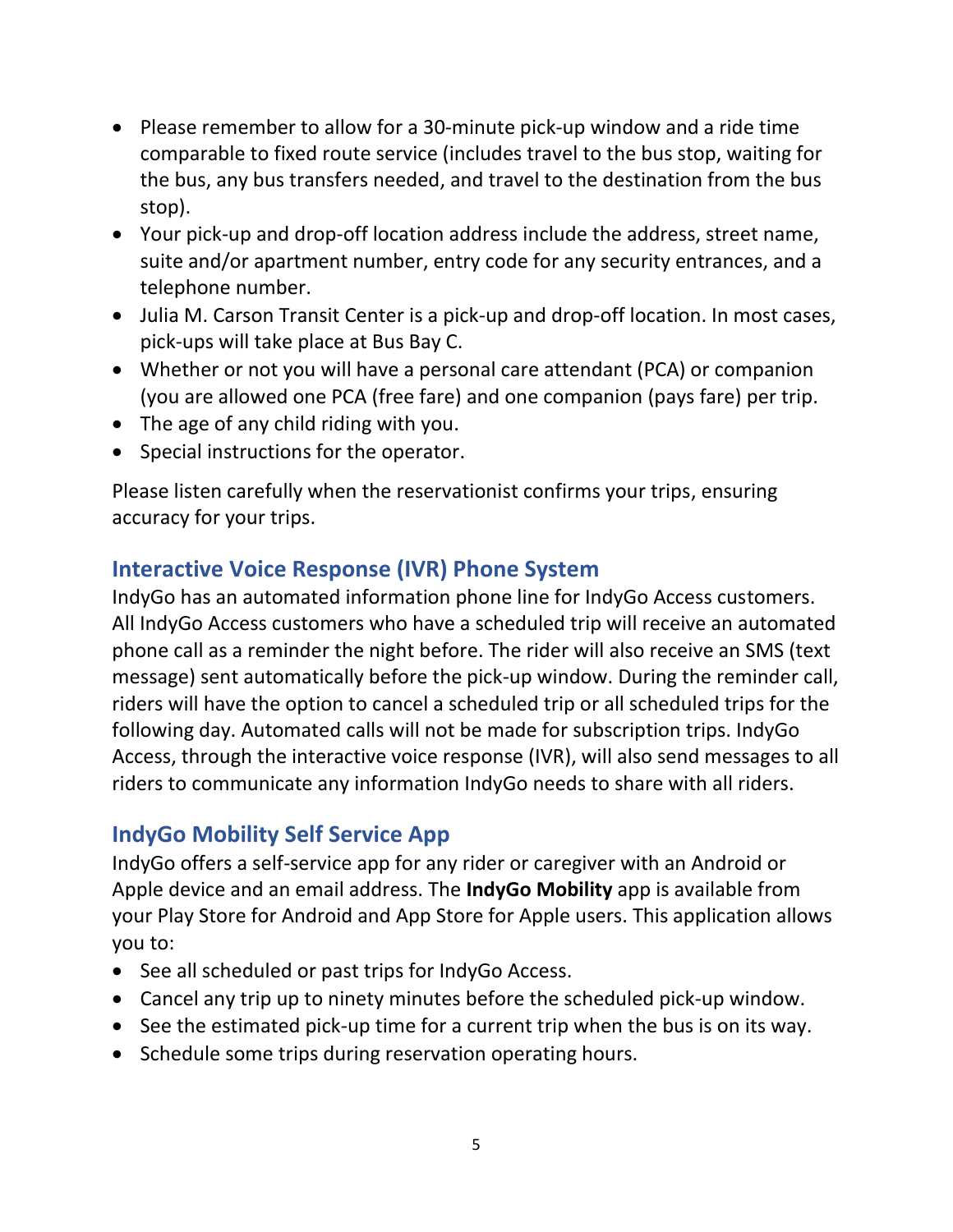- Please remember to allow for a 30-minute pick-up window and a ride time comparable to fixed route service (includes travel to the bus stop, waiting for the bus, any bus transfers needed, and travel to the destination from the bus stop).
- Your pick-up and drop-off location address include the address, street name, suite and/or apartment number, entry code for any security entrances, and a telephone number.
- Julia M. Carson Transit Center is a pick-up and drop-off location. In most cases, pick-ups will take place at Bus Bay C.
- Whether or not you will have a personal care attendant (PCA) or companion (you are allowed one PCA (free fare) and one companion (pays fare) per trip.
- The age of any child riding with you.
- Special instructions for the operator.

Please listen carefully when the reservationist confirms your trips, ensuring accuracy for your trips.

## Interactive Voice Response (IVR) Phone System

IndyGo has an automated information phone line for IndyGo Access customers. All IndyGo Access customers who have a scheduled trip will receive an automated phone call as a reminder the night before. The rider will also receive an SMS (text message) sent automatically before the pick-up window. During the reminder call, riders will have the option to cancel a scheduled trip or all scheduled trips for the following day. Automated calls will not be made for subscription trips. IndyGo Access, through the interactive voice response (IVR), will also send messages to all riders to communicate any information IndyGo needs to share with all riders.

## IndyGo Mobility Self Service App

IndyGo offers a self-service app for any rider or caregiver with an Android or Apple device and an email address. The **IndyGo Mobility** app is available from your Play Store for Android and App Store for Apple users. This application allows you to:

- See all scheduled or past trips for IndyGo Access.
- Cancel any trip up to ninety minutes before the scheduled pick-up window.
- See the estimated pick-up time for a current trip when the bus is on its way.
- Schedule some trips during reservation operating hours.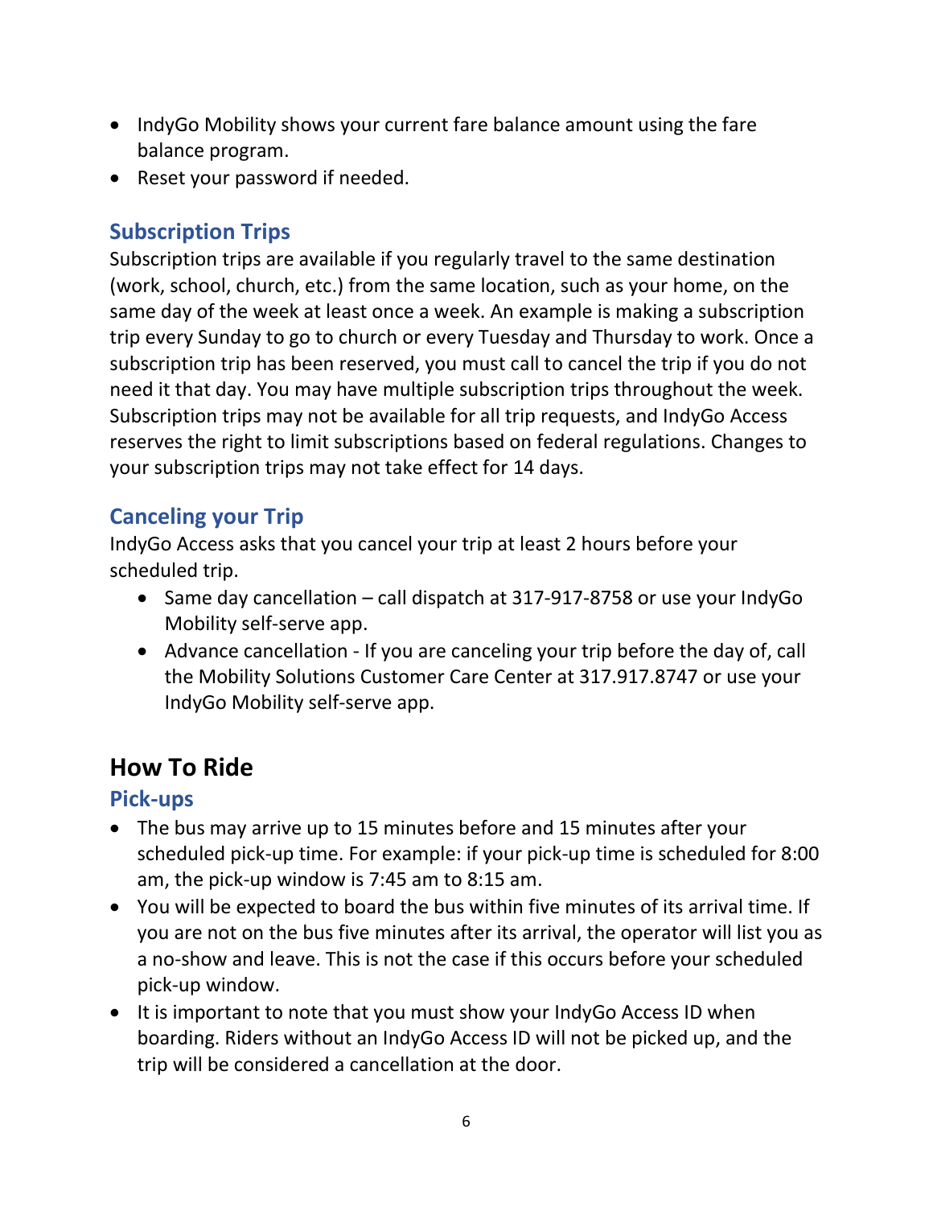- IndyGo Mobility shows your current fare balance amount using the fare balance program.
- Reset your password if needed.

### Subscription Trips

Subscription trips are available if you regularly travel to the same destination (work, school, church, etc.) from the same location, such as your home, on the same day of the week at least once a week. An example is making a subscription trip every Sunday to go to church or every Tuesday and Thursday to work. Once a subscription trip has been reserved, you must call to cancel the trip if you do not need it that day. You may have multiple subscription trips throughout the week. Subscription trips may not be available for all trip requests, and IndyGo Access reserves the right to limit subscriptions based on federal regulations. Changes to your subscription trips may not take effect for 14 days.

### Canceling your Trip

IndyGo Access asks that you cancel your trip at least 2 hours before your scheduled trip.

- Same day cancellation – call dispatch at 317-917-8758 or use your IndyGo Mobility self-serve app.
- Advance cancellation - If you are canceling your trip before the day of, call the Mobility Solutions Customer Care Center at 317.917.8747 or use your IndyGo Mobility self-serve app.

## How To Ride

### Pick-ups

- The bus may arrive up to 15 minutes before and 15 minutes after your scheduled pick-up time. For example: if your pick-up time is scheduled for 8:00 am, the pick-up window is 7:45 am to 8:15 am.
- You will be expected to board the bus within five minutes of its arrival time. If you are not on the bus five minutes after its arrival, the operator will list you as a no-show and leave. This is not the case if this occurs before your scheduled pick-up window.
- It is important to note that you must show your IndyGo Access ID when boarding. Riders without an IndyGo Access ID will not be picked up, and the trip will be considered a cancellation at the door.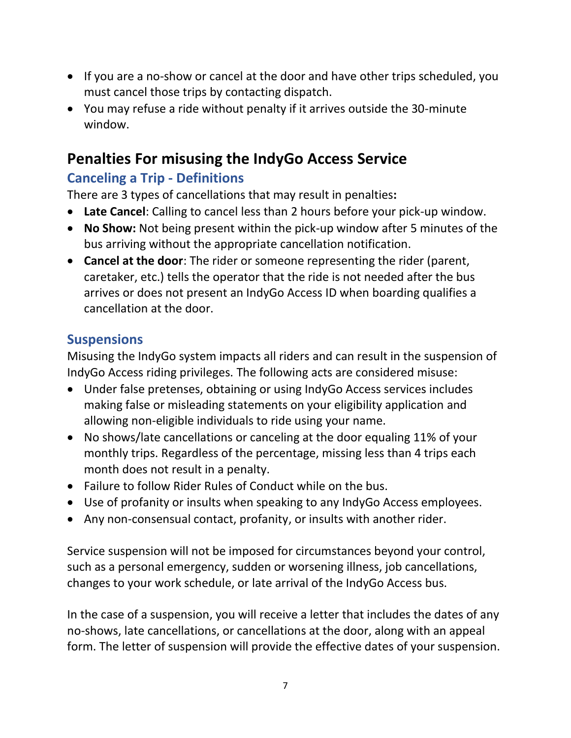- If you are a no-show or cancel at the door and have other trips scheduled, you must cancel those trips by contacting dispatch.
- You may refuse a ride without penalty if it arrives outside the 30-minute window.

## Penalties For misusing the IndyGo Access Service

### Canceling a Trip - Definitions

There are 3 types of cancellations that may result in penalties**:**

- **Late Cancel**: Calling to cancel less than 2 hours before your pick-up window.
- **No Show:** Not being present within the pick-up window after 5 minutes of the bus arriving without the appropriate cancellation notification.
- **Cancel at the door**: The rider or someone representing the rider (parent, caretaker, etc.) tells the operator that the ride is not needed after the bus arrives or does not present an IndyGo Access ID when boarding qualifies a cancellation at the door.

### Suspensions

Misusing the IndyGo system impacts all riders and can result in the suspension of IndyGo Access riding privileges. The following acts are considered misuse:

- Under false pretenses, obtaining or using IndyGo Access services includes making false or misleading statements on your eligibility application and allowing non-eligible individuals to ride using your name.
- No shows/late cancellations or canceling at the door equaling 11% of your monthly trips. Regardless of the percentage, missing less than 4 trips each month does not result in a penalty.
- Failure to follow Rider Rules of Conduct while on the bus.
- Use of profanity or insults when speaking to any IndyGo Access employees.
- Any non-consensual contact, profanity, or insults with another rider.

Service suspension will not be imposed for circumstances beyond your control, such as a personal emergency, sudden or worsening illness, job cancellations, changes to your work schedule, or late arrival of the IndyGo Access bus.

In the case of a suspension, you will receive a letter that includes the dates of any no-shows, late cancellations, or cancellations at the door, along with an appeal form. The letter of suspension will provide the effective dates of your suspension.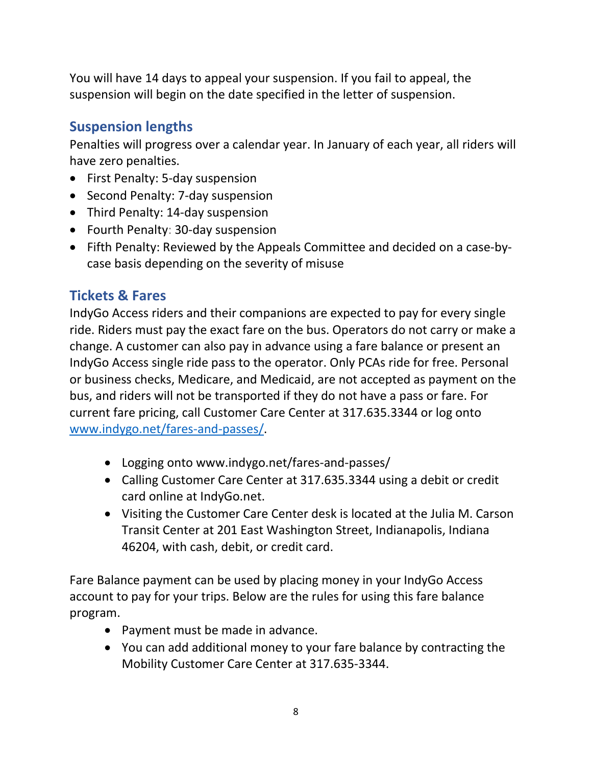You will have 14 days to appeal your suspension. If you fail to appeal, the suspension will begin on the date specified in the letter of suspension.

## Suspension lengths

Penalties will progress over a calendar year. In January of each year, all riders will have zero penalties.

- First Penalty: 5-day suspension
- Second Penalty: 7-day suspension
- Third Penalty: 14-day suspension
- Fourth Penalty: 30-day suspension
- Fifth Penalty: Reviewed by the Appeals Committee and decided on a case-by-case basis depending on the severity of misuse

## Tickets & Fares

IndyGo Access riders and their companions are expected to pay for every single ride. Riders must pay the exact fare on the bus. Operators do not carry or make a change. A customer can also pay in advance using a fare balance or present an IndyGo Access single ride pass to the operator. Only PCAs ride for free. Personal or business checks, Medicare, and Medicaid, are not accepted as payment on the bus, and riders will not be transported if they do not have a pass or fare. For current fare pricing, call Customer Care Center at 317.635.3344 or log onto [www.indygo.net/fares-and-passes/](http://www.indygo.net/fares-and-passes/).

- Logging onto www.indygo.net/fares-and-passes/
- Calling Customer Care Center at 317.635.3344 using a debit or credit card online at IndyGo.net.
- Visiting the Customer Care Center desk is located at the Julia M. Carson Transit Center at 201 East Washington Street, Indianapolis, Indiana 46204, with cash, debit, or credit card.

Fare Balance payment can be used by placing money in your IndyGo Access account to pay for your trips. Below are the rules for using this fare balance program.

- Payment must be made in advance.
- You can add additional money to your fare balance by contracting the Mobility Customer Care Center at 317.635-3344.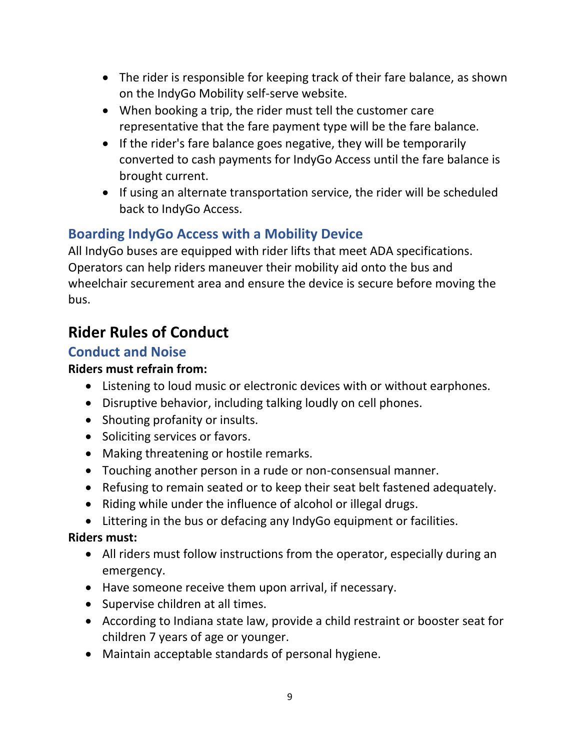- The rider is responsible for keeping track of their fare balance, as shown on the IndyGo Mobility self-serve website.
- When booking a trip, the rider must tell the customer care representative that the fare payment type will be the fare balance.
- If the rider's fare balance goes negative, they will be temporarily converted to cash payments for IndyGo Access until the fare balance is brought current.
- If using an alternate transportation service, the rider will be scheduled back to IndyGo Access.

### Boarding IndyGo Access with a Mobility Device

All IndyGo buses are equipped with rider lifts that meet ADA specifications. Operators can help riders maneuver their mobility aid onto the bus and wheelchair securement area and ensure the device is secure before moving the bus.

## Rider Rules of Conduct

### Conduct and Noise

**Riders must refrain from:**

- Listening to loud music or electronic devices with or without earphones.
- Disruptive behavior, including talking loudly on cell phones.
- Shouting profanity or insults.
- Soliciting services or favors.
- Making threatening or hostile remarks.
- Touching another person in a rude or non-consensual manner.
- Refusing to remain seated or to keep their seat belt fastened adequately.
- Riding while under the influence of alcohol or illegal drugs.
- Littering in the bus or defacing any IndyGo equipment or facilities.

**Riders must:**

- All riders must follow instructions from the operator, especially during an emergency.
- Have someone receive them upon arrival, if necessary.
- Supervise children at all times.
- According to Indiana state law, provide a child restraint or booster seat for children 7 years of age or younger.
- Maintain acceptable standards of personal hygiene.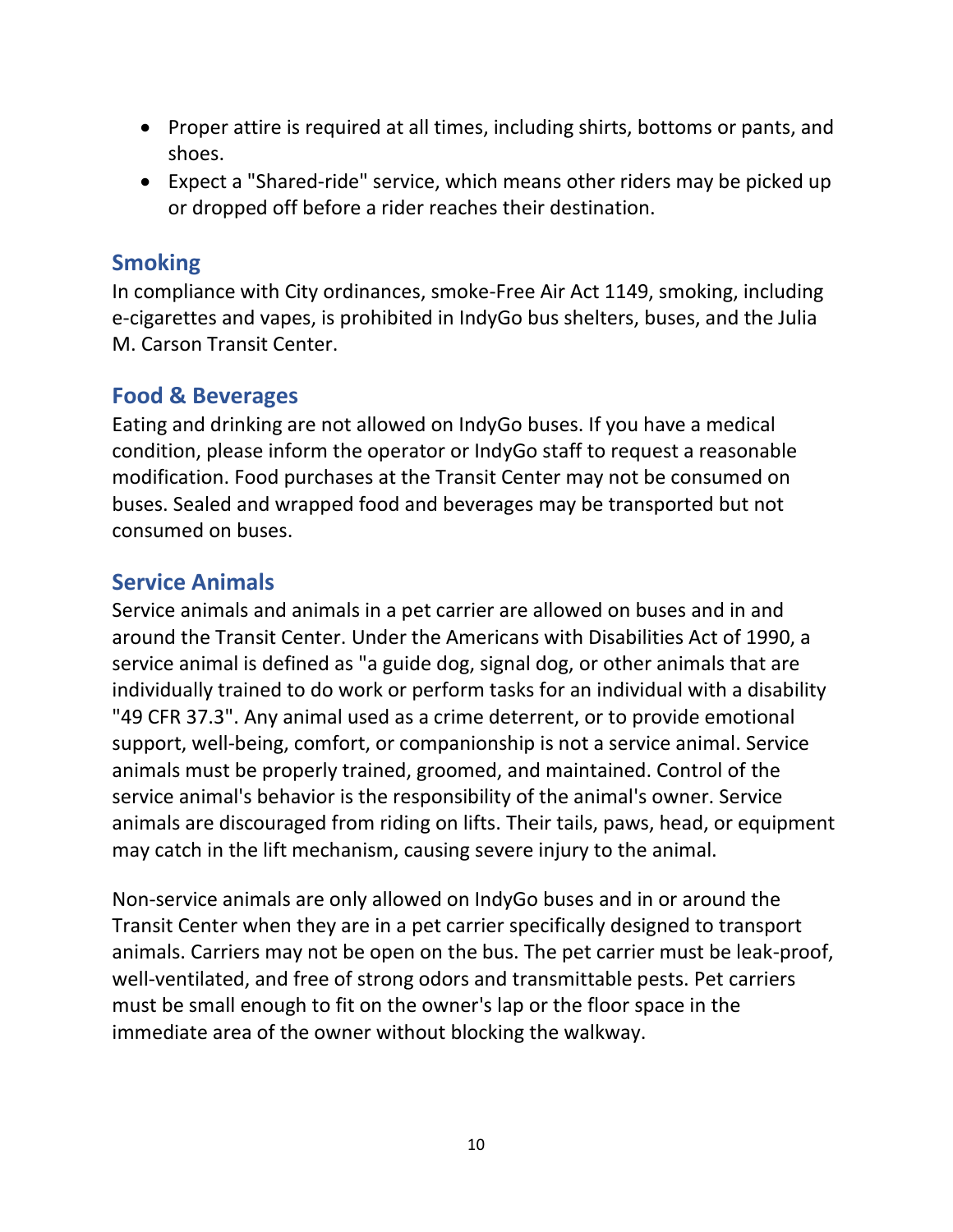- Proper attire is required at all times, including shirts, bottoms or pants, and shoes.
- Expect a "Shared-ride" service, which means other riders may be picked up or dropped off before a rider reaches their destination.

## Smoking

In compliance with City ordinances, smoke-Free Air Act 1149, smoking, including e-cigarettes and vapes, is prohibited in IndyGo bus shelters, buses, and the Julia M. Carson Transit Center.

## Food & Beverages

Eating and drinking are not allowed on IndyGo buses. If you have a medical condition, please inform the operator or IndyGo staff to request a reasonable modification. Food purchases at the Transit Center may not be consumed on buses. Sealed and wrapped food and beverages may be transported but not consumed on buses.

## Service Animals

Service animals and animals in a pet carrier are allowed on buses and in and around the Transit Center. Under the Americans with Disabilities Act of 1990, a service animal is defined as "a guide dog, signal dog, or other animals that are individually trained to do work or perform tasks for an individual with a disability "49 CFR 37.3". Any animal used as a crime deterrent, or to provide emotional support, well-being, comfort, or companionship is not a service animal. Service animals must be properly trained, groomed, and maintained. Control of the service animal's behavior is the responsibility of the animal's owner. Service animals are discouraged from riding on lifts. Their tails, paws, head, or equipment may catch in the lift mechanism, causing severe injury to the animal.

Non-service animals are only allowed on IndyGo buses and in or around the Transit Center when they are in a pet carrier specifically designed to transport animals. Carriers may not be open on the bus. The pet carrier must be leak-proof, well-ventilated, and free of strong odors and transmittable pests. Pet carriers must be small enough to fit on the owner's lap or the floor space in the immediate area of the owner without blocking the walkway.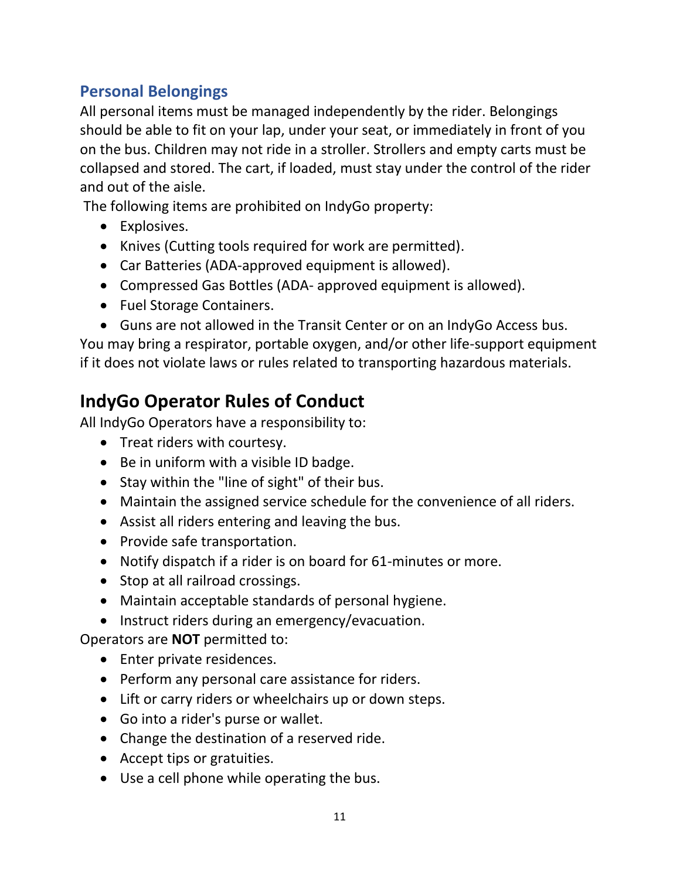### Personal Belongings

All personal items must be managed independently by the rider. Belongings should be able to fit on your lap, under your seat, or immediately in front of you on the bus. Children may not ride in a stroller. Strollers and empty carts must be collapsed and stored. The cart, if loaded, must stay under the control of the rider and out of the aisle.

The following items are prohibited on IndyGo property:

- Explosives.
- Knives (Cutting tools required for work are permitted).
- Car Batteries (ADA-approved equipment is allowed).
- Compressed Gas Bottles (ADA- approved equipment is allowed).
- Fuel Storage Containers.
- Guns are not allowed in the Transit Center or on an IndyGo Access bus.

You may bring a respirator, portable oxygen, and/or other life-support equipment if it does not violate laws or rules related to transporting hazardous materials.

## IndyGo Operator Rules of Conduct

All IndyGo Operators have a responsibility to:

- Treat riders with courtesy.
- Be in uniform with a visible ID badge.
- Stay within the "line of sight" of their bus.
- Maintain the assigned service schedule for the convenience of all riders.
- Assist all riders entering and leaving the bus.
- Provide safe transportation.
- Notify dispatch if a rider is on board for 61-minutes or more.
- Stop at all railroad crossings.
- Maintain acceptable standards of personal hygiene.
- Instruct riders during an emergency/evacuation.

Operators are **NOT** permitted to:

- Enter private residences.
- Perform any personal care assistance for riders.
- Lift or carry riders or wheelchairs up or down steps.
- Go into a rider's purse or wallet.
- Change the destination of a reserved ride.
- Accept tips or gratuities.
- Use a cell phone while operating the bus.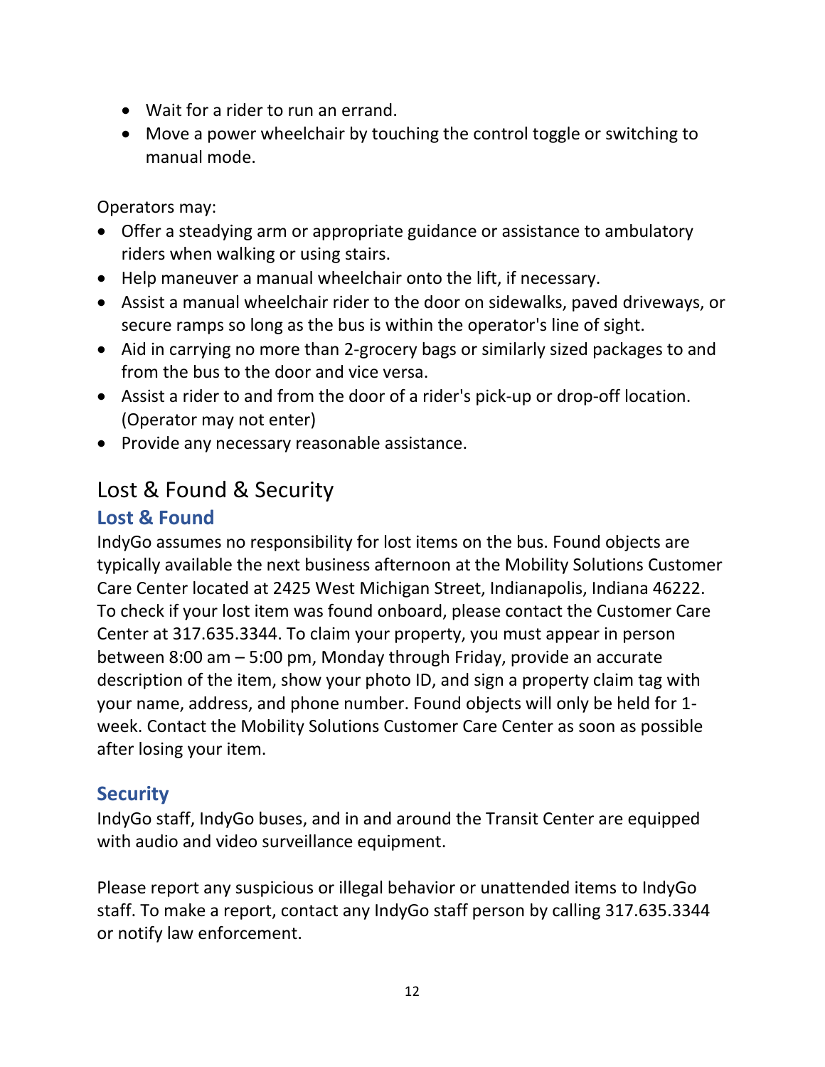- Wait for a rider to run an errand.
- Move a power wheelchair by touching the control toggle or switching to manual mode.

Operators may:

- Offer a steadying arm or appropriate guidance or assistance to ambulatory riders when walking or using stairs.
- Help maneuver a manual wheelchair onto the lift, if necessary.
- Assist a manual wheelchair rider to the door on sidewalks, paved driveways, or secure ramps so long as the bus is within the operator's line of sight.
- Aid in carrying no more than 2-grocery bags or similarly sized packages to and from the bus to the door and vice versa.
- Assist a rider to and from the door of a rider's pick-up or drop-off location. (Operator may not enter)
- Provide any necessary reasonable assistance.

# Lost & Found & Security

## Lost & Found

IndyGo assumes no responsibility for lost items on the bus. Found objects are typically available the next business afternoon at the Mobility Solutions Customer Care Center located at 2425 West Michigan Street, Indianapolis, Indiana 46222. To check if your lost item was found onboard, please contact the Customer Care Center at 317.635.3344. To claim your property, you must appear in person between 8:00 am – 5:00 pm, Monday through Friday, provide an accurate description of the item, show your photo ID, and sign a property claim tag with your name, address, and phone number. Found objects will only be held for 1-week. Contact the Mobility Solutions Customer Care Center as soon as possible after losing your item.

## Security

IndyGo staff, IndyGo buses, and in and around the Transit Center are equipped with audio and video surveillance equipment.

Please report any suspicious or illegal behavior or unattended items to IndyGo staff. To make a report, contact any IndyGo staff person by calling 317.635.3344 or notify law enforcement.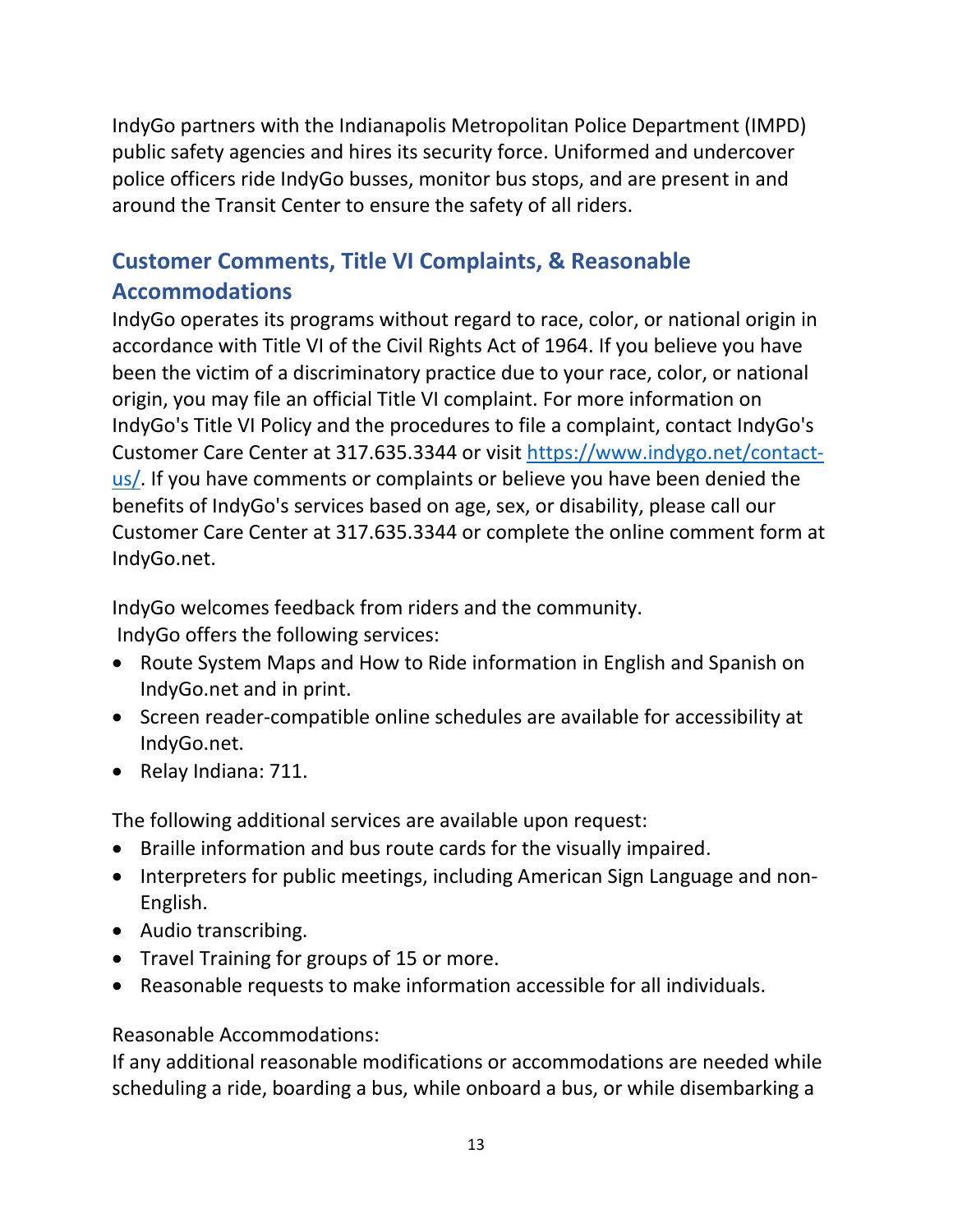IndyGo partners with the Indianapolis Metropolitan Police Department (IMPD) public safety agencies and hires its security force. Uniformed and undercover police officers ride IndyGo busses, monitor bus stops, and are present in and around the Transit Center to ensure the safety of all riders.

## Customer Comments, Title VI Complaints, & Reasonable Accommodations

IndyGo operates its programs without regard to race, color, or national origin in accordance with Title VI of the Civil Rights Act of 1964. If you believe you have been the victim of a discriminatory practice due to your race, color, or national origin, you may file an official Title VI complaint. For more information on IndyGo's Title VI Policy and the procedures to file a complaint, contact IndyGo's Customer Care Center at 317.635.3344 or visit [https://www.indygo.net/contact-us/](https://www.indygo.net/contact-us/). If you have comments or complaints or believe you have been denied the benefits of IndyGo's services based on age, sex, or disability, please call our Customer Care Center at 317.635.3344 or complete the online comment form at IndyGo.net.

IndyGo welcomes feedback from riders and the community.
IndyGo offers the following services:

- Route System Maps and How to Ride information in English and Spanish on IndyGo.net and in print.
- Screen reader-compatible online schedules are available for accessibility at IndyGo.net.
- Relay Indiana: 711.

The following additional services are available upon request:

- Braille information and bus route cards for the visually impaired.
- Interpreters for public meetings, including American Sign Language and non-English.
- Audio transcribing.
- Travel Training for groups of 15 or more.
- Reasonable requests to make information accessible for all individuals.

Reasonable Accommodations:
If any additional reasonable modifications or accommodations are needed while scheduling a ride, boarding a bus, while onboard a bus, or while disembarking a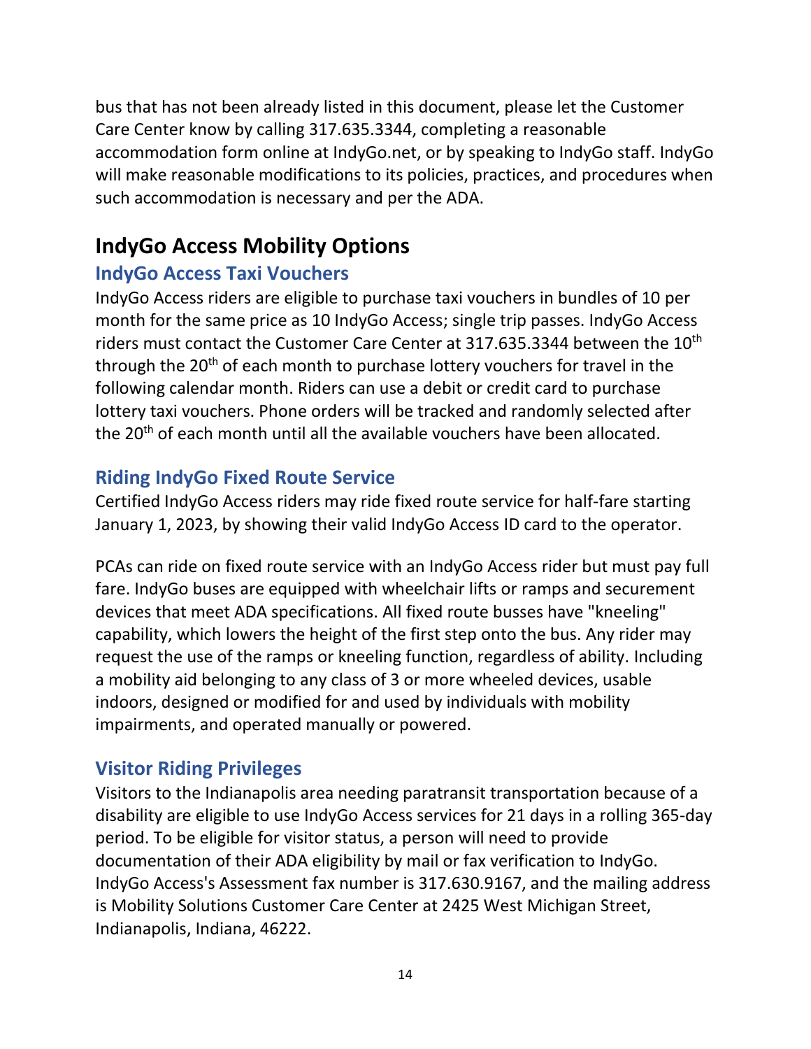bus that has not been already listed in this document, please let the Customer Care Center know by calling 317.635.3344, completing a reasonable accommodation form online at IndyGo.net, or by speaking to IndyGo staff. IndyGo will make reasonable modifications to its policies, practices, and procedures when such accommodation is necessary and per the ADA.

## IndyGo Access Mobility Options

### IndyGo Access Taxi Vouchers

IndyGo Access riders are eligible to purchase taxi vouchers in bundles of 10 per month for the same price as 10 IndyGo Access; single trip passes. IndyGo Access riders must contact the Customer Care Center at 317.635.3344 between the 10th through the 20th of each month to purchase lottery vouchers for travel in the following calendar month. Riders can use a debit or credit card to purchase lottery taxi vouchers. Phone orders will be tracked and randomly selected after the 20th of each month until all the available vouchers have been allocated.

### Riding IndyGo Fixed Route Service

Certified IndyGo Access riders may ride fixed route service for half-fare starting January 1, 2023, by showing their valid IndyGo Access ID card to the operator.

PCAs can ride on fixed route service with an IndyGo Access rider but must pay full fare. IndyGo buses are equipped with wheelchair lifts or ramps and securement devices that meet ADA specifications. All fixed route busses have "kneeling" capability, which lowers the height of the first step onto the bus. Any rider may request the use of the ramps or kneeling function, regardless of ability. Including a mobility aid belonging to any class of 3 or more wheeled devices, usable indoors, designed or modified for and used by individuals with mobility impairments, and operated manually or powered.

### Visitor Riding Privileges

Visitors to the Indianapolis area needing paratransit transportation because of a disability are eligible to use IndyGo Access services for 21 days in a rolling 365-day period. To be eligible for visitor status, a person will need to provide documentation of their ADA eligibility by mail or fax verification to IndyGo. IndyGo Access's Assessment fax number is 317.630.9167, and the mailing address is Mobility Solutions Customer Care Center at 2425 West Michigan Street, Indianapolis, Indiana, 46222.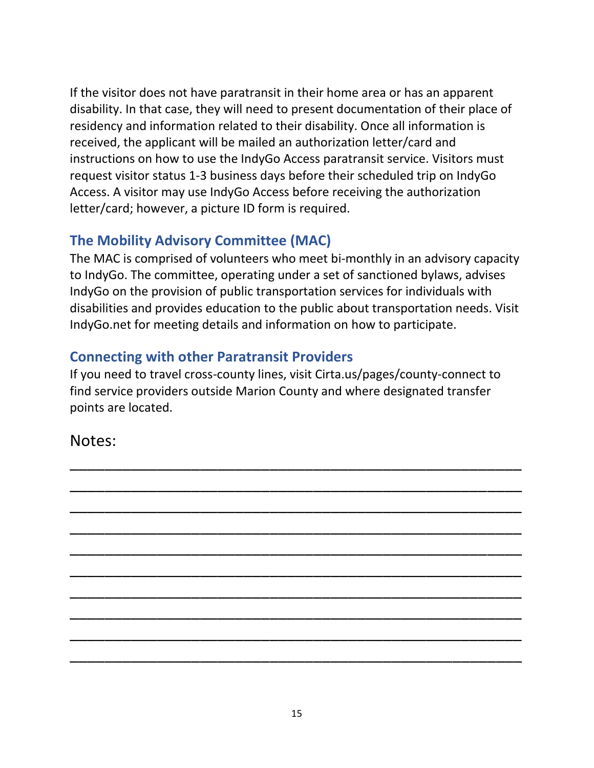If the visitor does not have paratransit in their home area or has an apparent disability. In that case, they will need to present documentation of their place of residency and information related to their disability. Once all information is received, the applicant will be mailed an authorization letter/card and instructions on how to use the IndyGo Access paratransit service. Visitors must request visitor status 1-3 business days before their scheduled trip on IndyGo Access. A visitor may use IndyGo Access before receiving the authorization letter/card; however, a picture ID form is required.

## The Mobility Advisory Committee (MAC)

The MAC is comprised of volunteers who meet bi-monthly in an advisory capacity to IndyGo. The committee, operating under a set of sanctioned bylaws, advises IndyGo on the provision of public transportation services for individuals with disabilities and provides education to the public about transportation needs. Visit IndyGo.net for meeting details and information on how to participate.

## Connecting with other Paratransit Providers

If you need to travel cross-county lines, visit Cirta.us/pages/county-connect to find service providers outside Marion County and where designated transfer points are located.

Notes:

___________________________________________________________

___________________________________________________________

___________________________________________________________

___________________________________________________________

___________________________________________________________

___________________________________________________________

___________________________________________________________

___________________________________________________________

___________________________________________________________

___________________________________________________________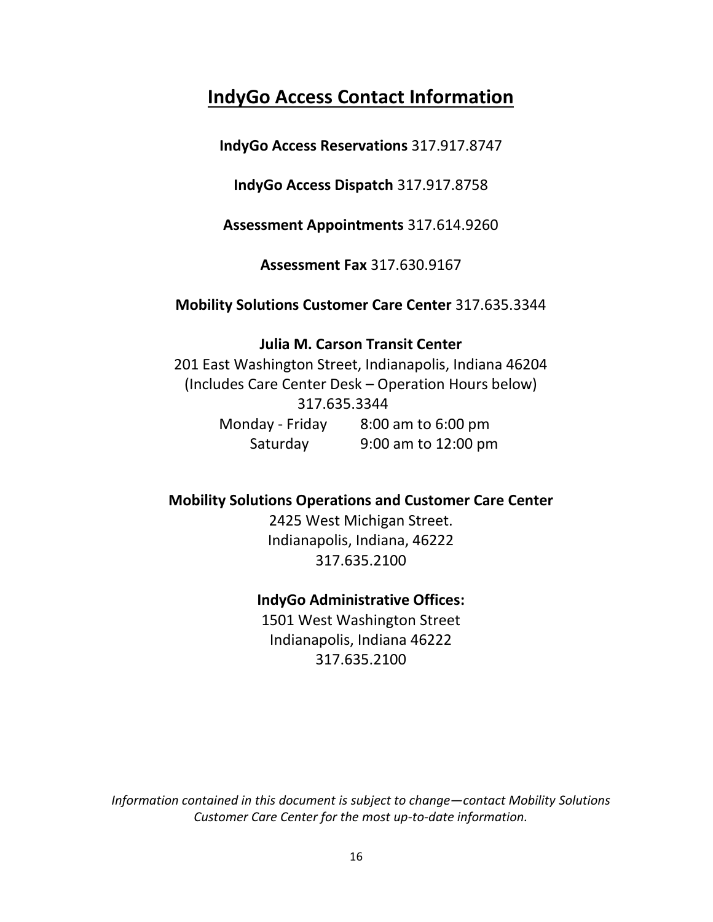# IndyGo Access Contact Information

**IndyGo Access Reservations** 317.917.8747

**IndyGo Access Dispatch** 317.917.8758

**Assessment Appointments** 317.614.9260

**Assessment Fax** 317.630.9167

**Mobility Solutions Customer Care Center** 317.635.3344

**Julia M. Carson Transit Center**
201 East Washington Street, Indianapolis, Indiana 46204
(Includes Care Center Desk – Operation Hours below)
317.635.3344

| | |
|---|---|
| Monday - Friday | 8:00 am to 6:00 pm |
| Saturday | 9:00 am to 12:00 pm |

**Mobility Solutions Operations and Customer Care Center**
2425 West Michigan Street.
Indianapolis, Indiana, 46222
317.635.2100

**IndyGo Administrative Offices:**
1501 West Washington Street
Indianapolis, Indiana 46222
317.635.2100

*Information contained in this document is subject to change—contact Mobility Solutions Customer Care Center for the most up-to-date information.*